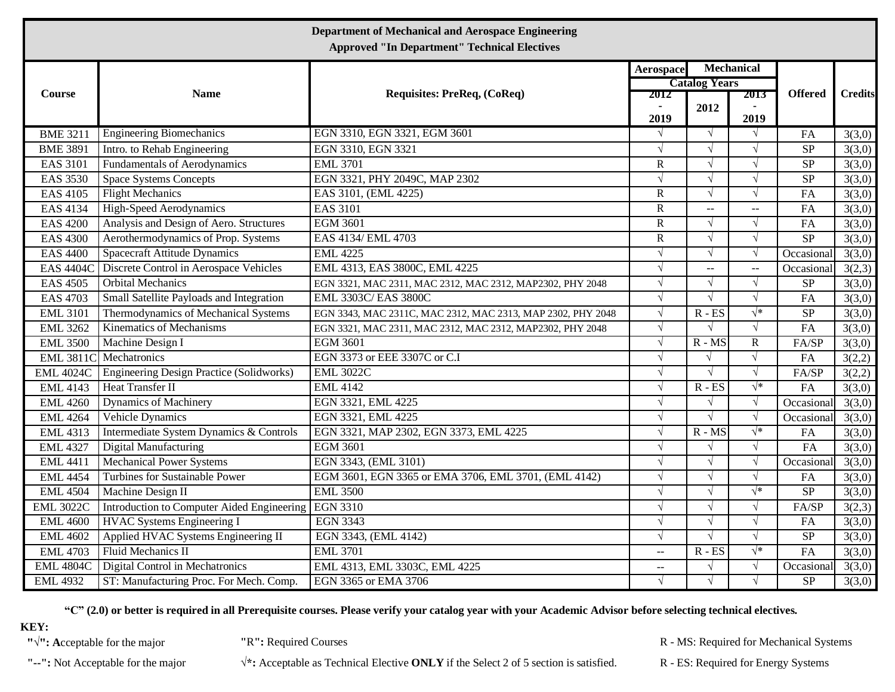**Department of Mechanical and Aerospace Engineering**
**Approved "In Department" Technical Electives**

| Course | Name | Requisites: PreReq, (CoReq) | Aerospace | Mechanical | | Offered | Credits |
|---|---|---|---|---|---|---|---|
| | | | Catalog Years | | | | |
| | | | 2012 - 2019 | 2012 | 2013 - 2019 | | |
| BME 3211 | Engineering Biomechanics | EGN 3310, EGN 3321, EGM 3601 | √ | √ | √ | FA | 3(3,0) |
| BME 3891 | Intro. to Rehab Engineering | EGN 3310, EGN 3321 | √ | √ | √ | SP | 3(3,0) |
| EAS 3101 | Fundamentals of Aerodynamics | EML 3701 | R | √ | √ | SP | 3(3,0) |
| EAS 3530 | Space Systems Concepts | EGN 3321, PHY 2049C, MAP 2302 | √ | √ | √ | SP | 3(3,0) |
| EAS 4105 | Flight Mechanics | EAS 3101, (EML 4225) | R | √ | √ | FA | 3(3,0) |
| EAS 4134 | High-Speed Aerodynamics | EAS 3101 | R | -- | -- | FA | 3(3,0) |
| EAS 4200 | Analysis and Design of Aero. Structures | EGM 3601 | R | √ | √ | FA | 3(3,0) |
| EAS 4300 | Aerothermodynamics of Prop. Systems | EAS 4134/ EML 4703 | R | √ | √ | SP | 3(3,0) |
| EAS 4400 | Spacecraft Attitude Dynamics | EML 4225 | √ | √ | √ | Occasional | 3(3,0) |
| EAS 4404C | Discrete Control in Aerospace Vehicles | EML 4313, EAS 3800C, EML 4225 | √ | -- | -- | Occasional | 3(2,3) |
| EAS 4505 | Orbital Mechanics | EGN 3321, MAC 2311, MAC 2312, MAC 2312, MAP2302, PHY 2048 | √ | √ | √ | SP | 3(3,0) |
| EAS 4703 | Small Satellite Payloads and Integration | EML 3303C/ EAS 3800C | √ | √ | √ | FA | 3(3,0) |
| EML 3101 | Thermodynamics of Mechanical Systems | EGN 3343, MAC 2311C, MAC 2312, MAC 2313, MAP 2302, PHY 2048 | √ | R - ES | √* | SP | 3(3,0) |
| EML 3262 | Kinematics of Mechanisms | EGN 3321, MAC 2311, MAC 2312, MAC 2312, MAP2302, PHY 2048 | √ | √ | √ | FA | 3(3,0) |
| EML 3500 | Machine Design I | EGM 3601 | √ | R - MS | R | FA/SP | 3(3,0) |
| EML 3811C | Mechatronics | EGN 3373 or EEE 3307C or C.I | √ | √ | √ | FA | 3(2,2) |
| EML 4024C | Engineering Design Practice (Solidworks) | EML 3022C | √ | √ | √ | FA/SP | 3(2,2) |
| EML 4143 | Heat Transfer II | EML 4142 | √ | R - ES | √* | FA | 3(3,0) |
| EML 4260 | Dynamics of Machinery | EGN 3321, EML 4225 | √ | √ | √ | Occasional | 3(3,0) |
| EML 4264 | Vehicle Dynamics | EGN 3321, EML 4225 | √ | √ | √ | Occasional | 3(3,0) |
| EML 4313 | Intermediate System Dynamics & Controls | EGN 3321, MAP 2302, EGN 3373, EML 4225 | √ | R - MS | √* | FA | 3(3,0) |
| EML 4327 | Digital Manufacturing | EGM 3601 | √ | √ | √ | FA | 3(3,0) |
| EML 4411 | Mechanical Power Systems | EGN 3343, (EML 3101) | √ | √ | √ | Occasional | 3(3,0) |
| EML 4454 | Turbines for Sustainable Power | EGM 3601, EGN 3365 or EMA 3706, EML 3701, (EML 4142) | √ | √ | √ | FA | 3(3,0) |
| EML 4504 | Machine Design II | EML 3500 | √ | √ | √* | SP | 3(3,0) |
| EML 3022C | Introduction to Computer Aided Engineering | EGN 3310 | √ | √ | √ | FA/SP | 3(2,3) |
| EML 4600 | HVAC Systems Engineering I | EGN 3343 | √ | √ | √ | FA | 3(3,0) |
| EML 4602 | Applied HVAC Systems Engineering II | EGN 3343, (EML 4142) | √ | √ | √ | SP | 3(3,0) |
| EML 4703 | Fluid Mechanics II | EML 3701 | -- | R - ES | √* | FA | 3(3,0) |
| EML 4804C | Digital Control in Mechatronics | EML 4313, EML 3303C, EML 4225 | -- | √ | √ | Occasional | 3(3,0) |
| EML 4932 | ST: Manufacturing Proc. For Mech. Comp. | EGN 3365 or EMA 3706 | √ | √ | √ | SP | 3(3,0) |

**"C" (2.0) or better is required in all Prerequisite courses. Please verify your catalog year with your Academic Advisor before selecting technical electives.**

**KEY:**

- **"√": A**cceptable for the major
- **"--":** Not Acceptable for the major
- **"R":** Required Courses
- **√*:** Acceptable as Technical Elective **ONLY** if the Select 2 of 5 section is satisfied.
- R - MS: Required for Mechanical Systems
- R - ES: Required for Energy Systems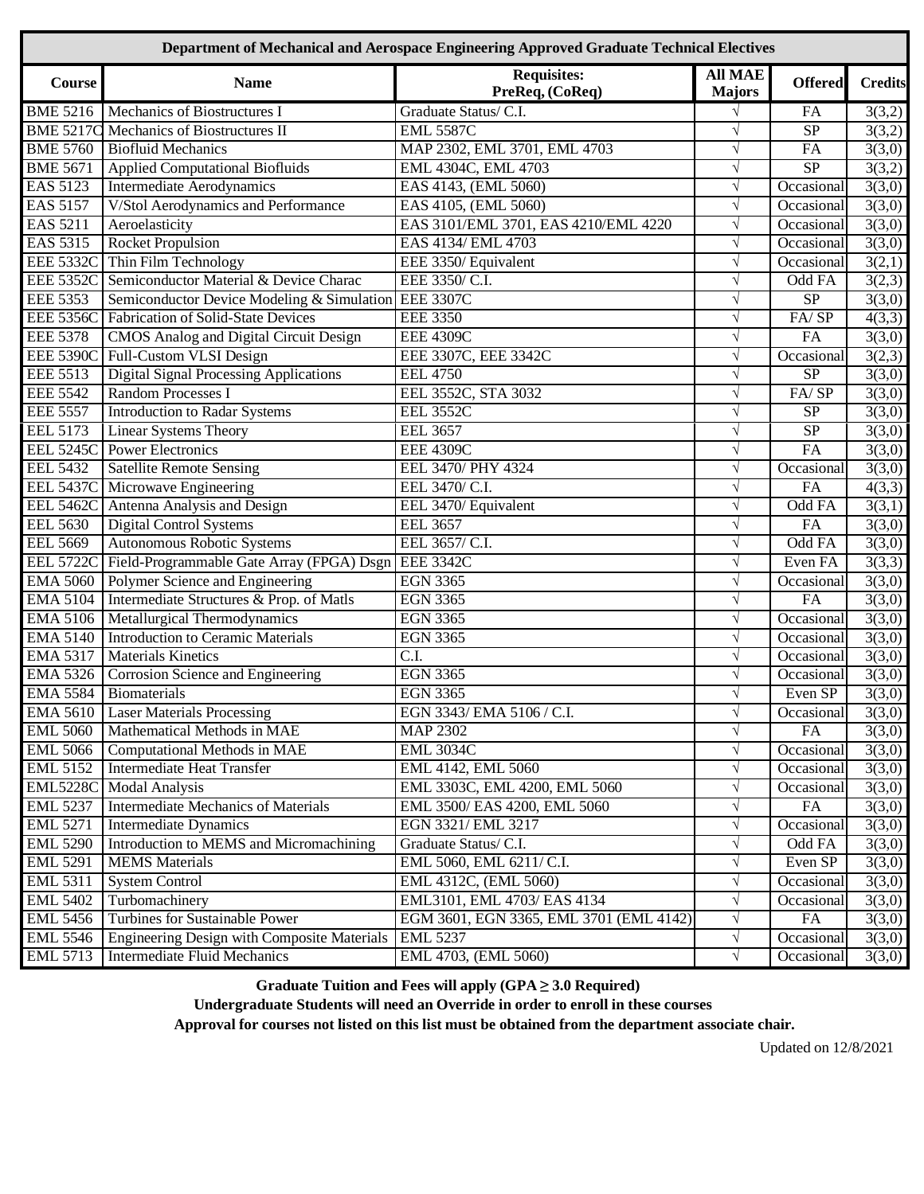| Department of Mechanical and Aerospace Engineering Approved Graduate Technical Electives | | | | | |
|---|---|---|---|---|---|
| **Course** | **Name** | **Requisites: PreReq, (CoReq)** | **All MAE Majors** | **Offered** | **Credits** |
| BME 5216 | Mechanics of Biostructures I | Graduate Status/ C.I. | √ | FA | 3(3,2) |
| BME 5217C | Mechanics of Biostructures II | EML 5587C | √ | SP | 3(3,2) |
| BME 5760 | Biofluid Mechanics | MAP 2302, EML 3701, EML 4703 | √ | FA | 3(3,0) |
| BME 5671 | Applied Computational Biofluids | EML 4304C, EML 4703 | √ | SP | 3(3,2) |
| EAS 5123 | Intermediate Aerodynamics | EAS 4143, (EML 5060) | √ | Occasional | 3(3,0) |
| EAS 5157 | V/Stol Aerodynamics and Performance | EAS 4105, (EML 5060) | √ | Occasional | 3(3,0) |
| EAS 5211 | Aeroelasticity | EAS 3101/EML 3701, EAS 4210/EML 4220 | √ | Occasional | 3(3,0) |
| EAS 5315 | Rocket Propulsion | EAS 4134/ EML 4703 | √ | Occasional | 3(3,0) |
| EEE 5332C | Thin Film Technology | EEE 3350/ Equivalent | √ | Occasional | 3(2,1) |
| EEE 5352C | Semiconductor Material & Device Charac | EEE 3350/ C.I. | √ | Odd FA | 3(2,3) |
| EEE 5353 | Semiconductor Device Modeling & Simulation | EEE 3307C | √ | SP | 3(3,0) |
| EEE 5356C | Fabrication of Solid-State Devices | EEE 3350 | √ | FA/ SP | 4(3,3) |
| EEE 5378 | CMOS Analog and Digital Circuit Design | EEE 4309C | √ | FA | 3(3,0) |
| EEE 5390C | Full-Custom VLSI Design | EEE 3307C, EEE 3342C | √ | Occasional | 3(2,3) |
| EEE 5513 | Digital Signal Processing Applications | EEL 4750 | √ | SP | 3(3,0) |
| EEE 5542 | Random Processes I | EEL 3552C, STA 3032 | √ | FA/ SP | 3(3,0) |
| EEE 5557 | Introduction to Radar Systems | EEL 3552C | √ | SP | 3(3,0) |
| EEL 5173 | Linear Systems Theory | EEL 3657 | √ | SP | 3(3,0) |
| EEL 5245C | Power Electronics | EEE 4309C | √ | FA | 3(3,0) |
| EEL 5432 | Satellite Remote Sensing | EEL 3470/ PHY 4324 | √ | Occasional | 3(3,0) |
| EEL 5437C | Microwave Engineering | EEL 3470/ C.I. | √ | FA | 4(3,3) |
| EEL 5462C | Antenna Analysis and Design | EEL 3470/ Equivalent | √ | Odd FA | 3(3,1) |
| EEL 5630 | Digital Control Systems | EEL 3657 | √ | FA | 3(3,0) |
| EEL 5669 | Autonomous Robotic Systems | EEL 3657/ C.I. | √ | Odd FA | 3(3,0) |
| EEL 5722C | Field-Programmable Gate Array (FPGA) Dsgn | EEE 3342C | √ | Even FA | 3(3,3) |
| EMA 5060 | Polymer Science and Engineering | EGN 3365 | √ | Occasional | 3(3,0) |
| EMA 5104 | Intermediate Structures & Prop. of Matls | EGN 3365 | √ | FA | 3(3,0) |
| EMA 5106 | Metallurgical Thermodynamics | EGN 3365 | √ | Occasional | 3(3,0) |
| EMA 5140 | Introduction to Ceramic Materials | EGN 3365 | √ | Occasional | 3(3,0) |
| EMA 5317 | Materials Kinetics | C.I. | √ | Occasional | 3(3,0) |
| EMA 5326 | Corrosion Science and Engineering | EGN 3365 | √ | Occasional | 3(3,0) |
| EMA 5584 | Biomaterials | EGN 3365 | √ | Even SP | 3(3,0) |
| EMA 5610 | Laser Materials Processing | EGN 3343/ EMA 5106 / C.I. | √ | Occasional | 3(3,0) |
| EML 5060 | Mathematical Methods in MAE | MAP 2302 | √ | FA | 3(3,0) |
| EML 5066 | Computational Methods in MAE | EML 3034C | √ | Occasional | 3(3,0) |
| EML 5152 | Intermediate Heat Transfer | EML 4142, EML 5060 | √ | Occasional | 3(3,0) |
| EML5228C | Modal Analysis | EML 3303C, EML 4200, EML 5060 | √ | Occasional | 3(3,0) |
| EML 5237 | Intermediate Mechanics of Materials | EML 3500/ EAS 4200, EML 5060 | √ | FA | 3(3,0) |
| EML 5271 | Intermediate Dynamics | EGN 3321/ EML 3217 | √ | Occasional | 3(3,0) |
| EML 5290 | Introduction to MEMS and Micromachining | Graduate Status/ C.I. | √ | Odd FA | 3(3,0) |
| EML 5291 | MEMS Materials | EML 5060, EML 6211/ C.I. | √ | Even SP | 3(3,0) |
| EML 5311 | System Control | EML 4312C, (EML 5060) | √ | Occasional | 3(3,0) |
| EML 5402 | Turbomachinery | EML3101, EML 4703/ EAS 4134 | √ | Occasional | 3(3,0) |
| EML 5456 | Turbines for Sustainable Power | EGM 3601, EGN 3365, EML 3701 (EML 4142) | √ | FA | 3(3,0) |
| EML 5546 | Engineering Design with Composite Materials | EML 5237 | √ | Occasional | 3(3,0) |
| EML 5713 | Intermediate Fluid Mechanics | EML 4703, (EML 5060) | √ | Occasional | 3(3,0) |

**Graduate Tuition and Fees will apply (GPA ≥ 3.0 Required)**

**Undergraduate Students will need an Override in order to enroll in these courses**

**Approval for courses not listed on this list must be obtained from the department associate chair.**

Updated on 12/8/2021